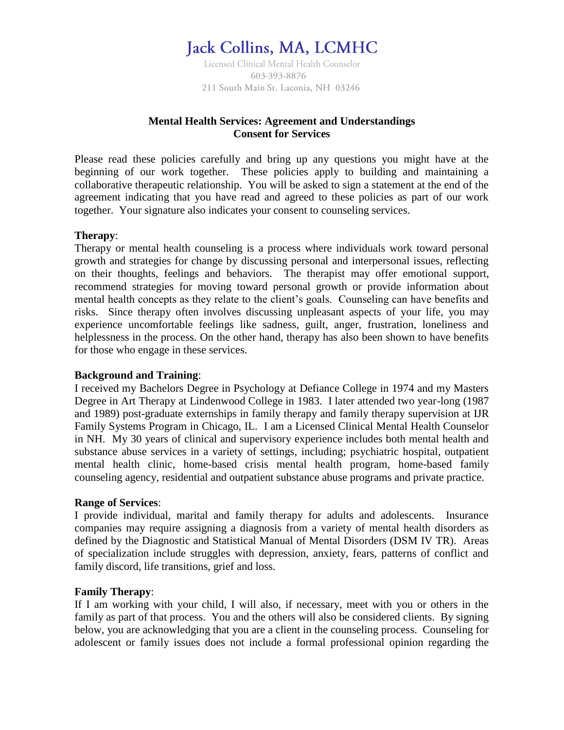# Jack Collins, MA, LCMHC

Licensed Clinical Mental Health Counselor
603-393-8876
211 South Main St. Laconia, NH 03246

## Mental Health Services: Agreement and Understandings
## Consent for Services

Please read these policies carefully and bring up any questions you might have at the beginning of our work together. These policies apply to building and maintaining a collaborative therapeutic relationship. You will be asked to sign a statement at the end of the agreement indicating that you have read and agreed to these policies as part of our work together. Your signature also indicates your consent to counseling services.

**Therapy**:
Therapy or mental health counseling is a process where individuals work toward personal growth and strategies for change by discussing personal and interpersonal issues, reflecting on their thoughts, feelings and behaviors. The therapist may offer emotional support, recommend strategies for moving toward personal growth or provide information about mental health concepts as they relate to the client's goals. Counseling can have benefits and risks. Since therapy often involves discussing unpleasant aspects of your life, you may experience uncomfortable feelings like sadness, guilt, anger, frustration, loneliness and helplessness in the process. On the other hand, therapy has also been shown to have benefits for those who engage in these services.

**Background and Training**:
I received my Bachelors Degree in Psychology at Defiance College in 1974 and my Masters Degree in Art Therapy at Lindenwood College in 1983. I later attended two year-long (1987 and 1989) post-graduate externships in family therapy and family therapy supervision at IJR Family Systems Program in Chicago, IL. I am a Licensed Clinical Mental Health Counselor in NH. My 30 years of clinical and supervisory experience includes both mental health and substance abuse services in a variety of settings, including; psychiatric hospital, outpatient mental health clinic, home-based crisis mental health program, home-based family counseling agency, residential and outpatient substance abuse programs and private practice.

**Range of Services**:
I provide individual, marital and family therapy for adults and adolescents. Insurance companies may require assigning a diagnosis from a variety of mental health disorders as defined by the Diagnostic and Statistical Manual of Mental Disorders (DSM IV TR). Areas of specialization include struggles with depression, anxiety, fears, patterns of conflict and family discord, life transitions, grief and loss.

**Family Therapy**:
If I am working with your child, I will also, if necessary, meet with you or others in the family as part of that process. You and the others will also be considered clients. By signing below, you are acknowledging that you are a client in the counseling process. Counseling for adolescent or family issues does not include a formal professional opinion regarding the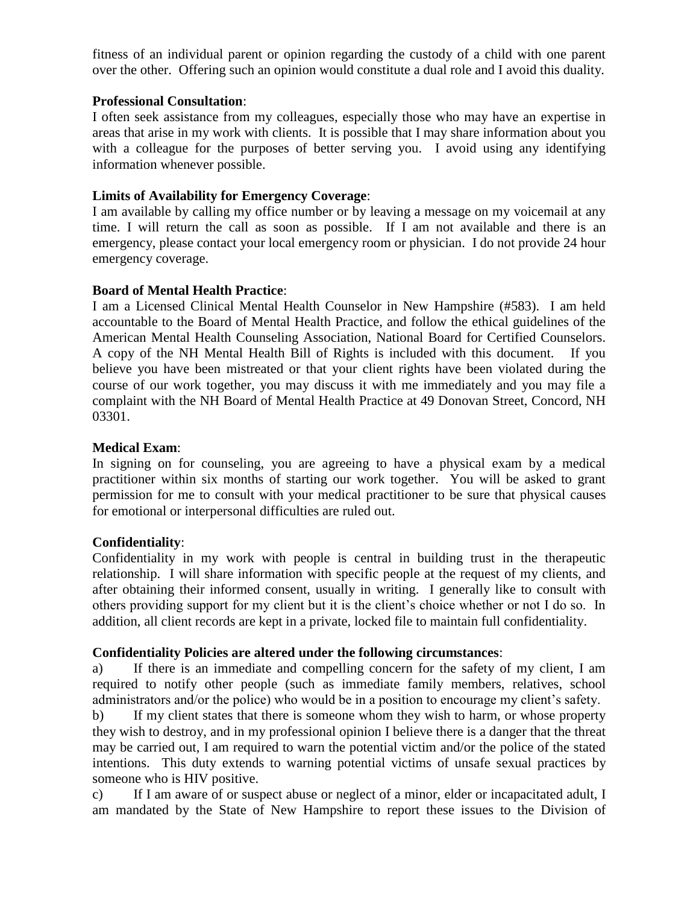fitness of an individual parent or opinion regarding the custody of a child with one parent over the other. Offering such an opinion would constitute a dual role and I avoid this duality.

**Professional Consultation**:
I often seek assistance from my colleagues, especially those who may have an expertise in areas that arise in my work with clients. It is possible that I may share information about you with a colleague for the purposes of better serving you. I avoid using any identifying information whenever possible.

**Limits of Availability for Emergency Coverage**:
I am available by calling my office number or by leaving a message on my voicemail at any time. I will return the call as soon as possible. If I am not available and there is an emergency, please contact your local emergency room or physician. I do not provide 24 hour emergency coverage.

**Board of Mental Health Practice**:
I am a Licensed Clinical Mental Health Counselor in New Hampshire (#583). I am held accountable to the Board of Mental Health Practice, and follow the ethical guidelines of the American Mental Health Counseling Association, National Board for Certified Counselors. A copy of the NH Mental Health Bill of Rights is included with this document. If you believe you have been mistreated or that your client rights have been violated during the course of our work together, you may discuss it with me immediately and you may file a complaint with the NH Board of Mental Health Practice at 49 Donovan Street, Concord, NH 03301.

**Medical Exam**:
In signing on for counseling, you are agreeing to have a physical exam by a medical practitioner within six months of starting our work together. You will be asked to grant permission for me to consult with your medical practitioner to be sure that physical causes for emotional or interpersonal difficulties are ruled out.

**Confidentiality**:
Confidentiality in my work with people is central in building trust in the therapeutic relationship. I will share information with specific people at the request of my clients, and after obtaining their informed consent, usually in writing. I generally like to consult with others providing support for my client but it is the client's choice whether or not I do so. In addition, all client records are kept in a private, locked file to maintain full confidentiality.

**Confidentiality Policies are altered under the following circumstances**:

a) If there is an immediate and compelling concern for the safety of my client, I am required to notify other people (such as immediate family members, relatives, school administrators and/or the police) who would be in a position to encourage my client's safety.

b) If my client states that there is someone whom they wish to harm, or whose property they wish to destroy, and in my professional opinion I believe there is a danger that the threat may be carried out, I am required to warn the potential victim and/or the police of the stated intentions. This duty extends to warning potential victims of unsafe sexual practices by someone who is HIV positive.

c) If I am aware of or suspect abuse or neglect of a minor, elder or incapacitated adult, I am mandated by the State of New Hampshire to report these issues to the Division of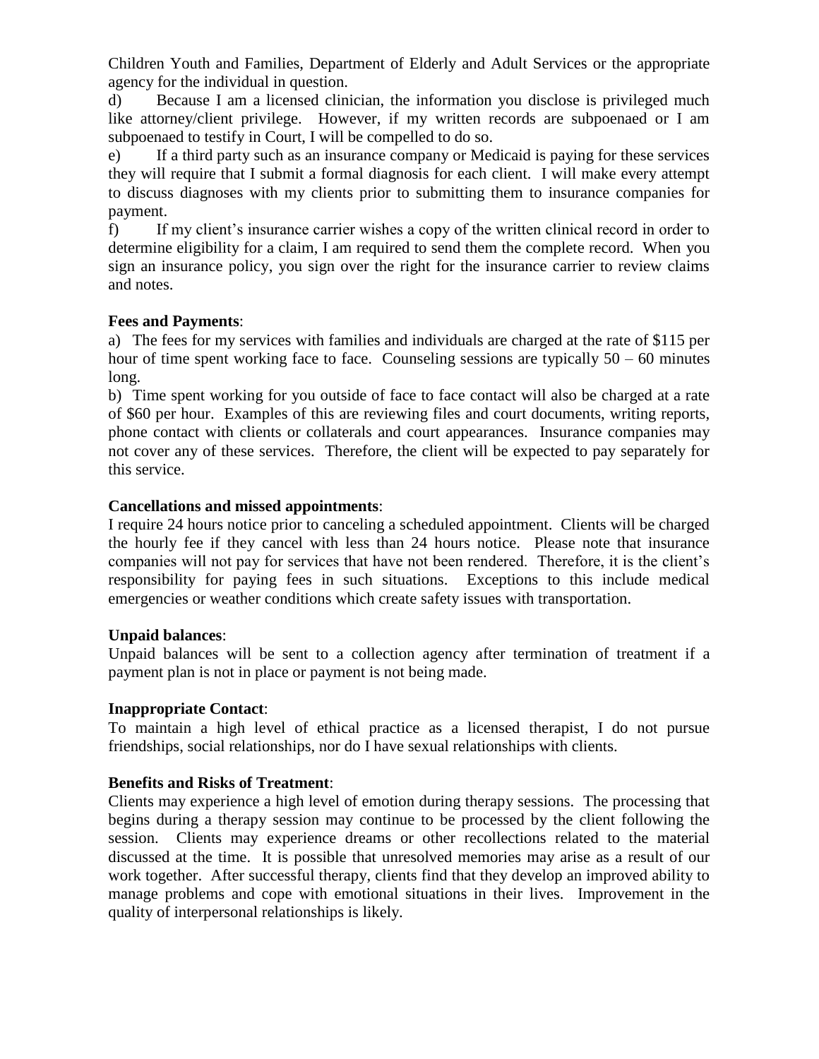Children Youth and Families, Department of Elderly and Adult Services or the appropriate agency for the individual in question.

d) Because I am a licensed clinician, the information you disclose is privileged much like attorney/client privilege. However, if my written records are subpoenaed or I am subpoenaed to testify in Court, I will be compelled to do so.

e) If a third party such as an insurance company or Medicaid is paying for these services they will require that I submit a formal diagnosis for each client. I will make every attempt to discuss diagnoses with my clients prior to submitting them to insurance companies for payment.

f) If my client's insurance carrier wishes a copy of the written clinical record in order to determine eligibility for a claim, I am required to send them the complete record. When you sign an insurance policy, you sign over the right for the insurance carrier to review claims and notes.

**Fees and Payments**:

a) The fees for my services with families and individuals are charged at the rate of $115 per hour of time spent working face to face. Counseling sessions are typically 50 – 60 minutes long.

b) Time spent working for you outside of face to face contact will also be charged at a rate of $60 per hour. Examples of this are reviewing files and court documents, writing reports, phone contact with clients or collaterals and court appearances. Insurance companies may not cover any of these services. Therefore, the client will be expected to pay separately for this service.

**Cancellations and missed appointments**:

I require 24 hours notice prior to canceling a scheduled appointment. Clients will be charged the hourly fee if they cancel with less than 24 hours notice. Please note that insurance companies will not pay for services that have not been rendered. Therefore, it is the client's responsibility for paying fees in such situations. Exceptions to this include medical emergencies or weather conditions which create safety issues with transportation.

**Unpaid balances**:

Unpaid balances will be sent to a collection agency after termination of treatment if a payment plan is not in place or payment is not being made.

**Inappropriate Contact**:

To maintain a high level of ethical practice as a licensed therapist, I do not pursue friendships, social relationships, nor do I have sexual relationships with clients.

**Benefits and Risks of Treatment**:

Clients may experience a high level of emotion during therapy sessions. The processing that begins during a therapy session may continue to be processed by the client following the session. Clients may experience dreams or other recollections related to the material discussed at the time. It is possible that unresolved memories may arise as a result of our work together. After successful therapy, clients find that they develop an improved ability to manage problems and cope with emotional situations in their lives. Improvement in the quality of interpersonal relationships is likely.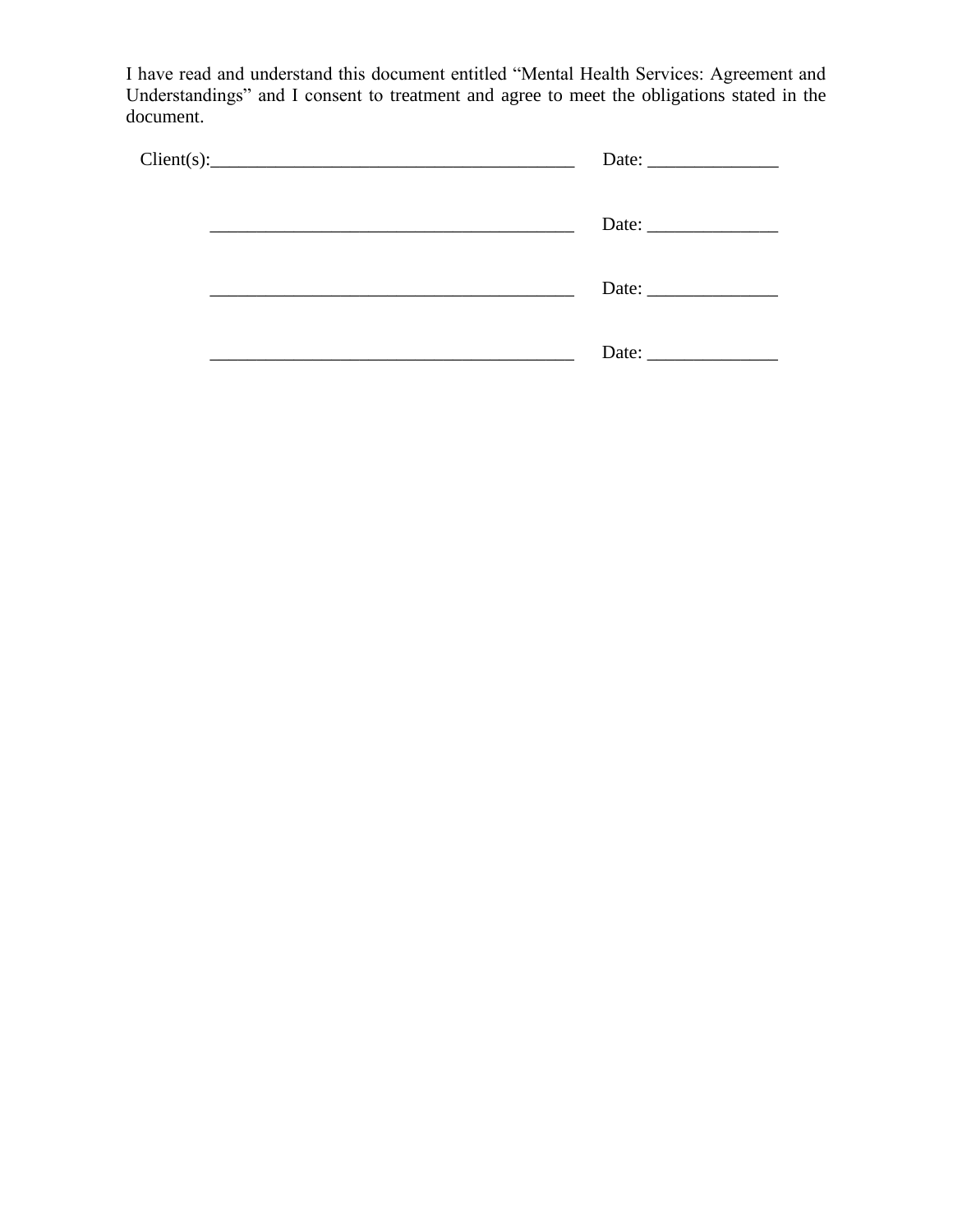I have read and understand this document entitled “Mental Health Services: Agreement and Understandings” and I consent to treatment and agree to meet the obligations stated in the document.

Client(s):________________________________________ Date: ______________

________________________________________ Date: ______________

________________________________________ Date: ______________

________________________________________ Date: ______________